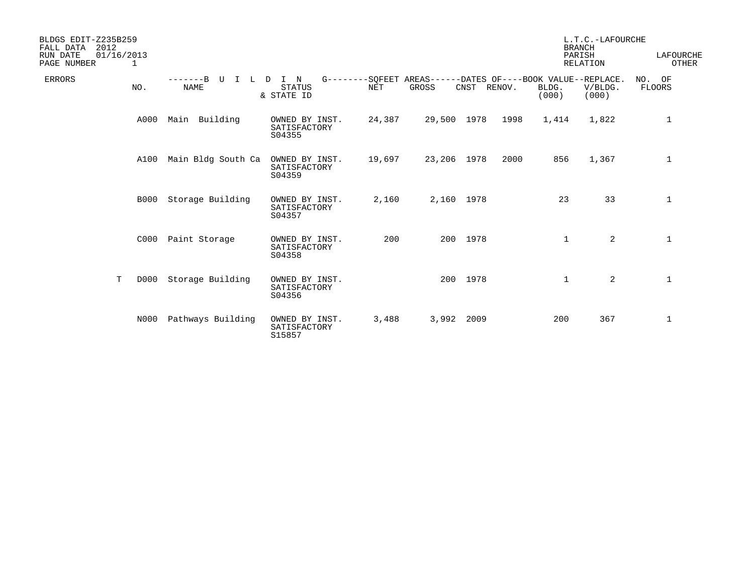BLDGS EDIT-Z235B259
FALL DATA 2012
RUN DATE 01/16/2013
PAGE NUMBER 1

L.T.C.-LAFOURCHE
BRANCH
PARISH RELATION: LAFOURCHE OTHER

| ERRORS | NO. | NAME | STATUS & STATE ID | NET | GROSS | CNST | RENOV. | BLDG. (000) | REPLACE. V/BLDG. (000) | NO. OF FLOORS |
|---|---|---|---|---|---|---|---|---|---|---|
| | A000 | Main Building | OWNED BY INST. SATISFACTORY S04355 | 24,387 | 29,500 | 1978 | 1998 | 1,414 | 1,822 | 1 |
| | A100 | Main Bldg South Ca | OWNED BY INST. SATISFACTORY S04359 | 19,697 | 23,206 | 1978 | 2000 | 856 | 1,367 | 1 |
| | B000 | Storage Building | OWNED BY INST. SATISFACTORY S04357 | 2,160 | 2,160 | 1978 | | 23 | 33 | 1 |
| | C000 | Paint Storage | OWNED BY INST. SATISFACTORY S04358 | 200 | 200 | 1978 | | 1 | 2 | 1 |
| T | D000 | Storage Building | OWNED BY INST. SATISFACTORY S04356 | | 200 | 1978 | | 1 | 2 | 1 |
| | N000 | Pathways Building | OWNED BY INST. SATISFACTORY S15857 | 3,488 | 3,992 | 2009 | | 200 | 367 | 1 |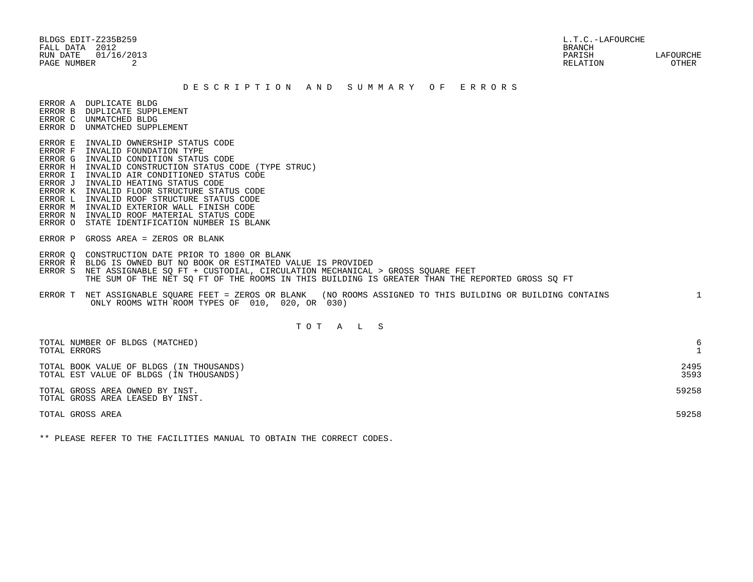BLDGS EDIT-Z235B259
FALL DATA 2012
RUN DATE 01/16/2013
PAGE NUMBER 2

L.T.C.-LAFOURCHE
BRANCH
PARISH LAFOURCHE
RELATION OTHER

## D E S C R I P T I O N  A N D  S U M M A R Y  O F  E R R O R S

ERROR A DUPLICATE BLDG
ERROR B DUPLICATE SUPPLEMENT
ERROR C UNMATCHED BLDG
ERROR D UNMATCHED SUPPLEMENT

ERROR E INVALID OWNERSHIP STATUS CODE
ERROR F INVALID FOUNDATION TYPE
ERROR G INVALID CONDITION STATUS CODE
ERROR H INVALID CONSTRUCTION STATUS CODE (TYPE STRUC)
ERROR I INVALID AIR CONDITIONED STATUS CODE
ERROR J INVALID HEATING STATUS CODE
ERROR K INVALID FLOOR STRUCTURE STATUS CODE
ERROR L INVALID ROOF STRUCTURE STATUS CODE
ERROR M INVALID EXTERIOR WALL FINISH CODE
ERROR N INVALID ROOF MATERIAL STATUS CODE
ERROR O STATE IDENTIFICATION NUMBER IS BLANK

ERROR P GROSS AREA = ZEROS OR BLANK

ERROR Q CONSTRUCTION DATE PRIOR TO 1800 OR BLANK
ERROR R BLDG IS OWNED BUT NO BOOK OR ESTIMATED VALUE IS PROVIDED
ERROR S NET ASSIGNABLE SQ FT + CUSTODIAL, CIRCULATION MECHANICAL > GROSS SQUARE FEET
THE SUM OF THE NET SQ FT OF THE ROOMS IN THIS BUILDING IS GREATER THAN THE REPORTED GROSS SQ FT

ERROR T NET ASSIGNABLE SQUARE FEET = ZEROS OR BLANK (NO ROOMS ASSIGNED TO THIS BUILDING OR BUILDING CONTAINS ONLY ROOMS WITH ROOM TYPES OF 010, 020, OR 030) — 1

## T O T A L S

| | |
|---|---|
| TOTAL NUMBER OF BLDGS (MATCHED) | 6 |
| TOTAL ERRORS | 1 |
| TOTAL BOOK VALUE OF BLDGS (IN THOUSANDS) | 2495 |
| TOTAL EST VALUE OF BLDGS (IN THOUSANDS) | 3593 |
| TOTAL GROSS AREA OWNED BY INST. | 59258 |
| TOTAL GROSS AREA LEASED BY INST. | |
| TOTAL GROSS AREA | 59258 |

** PLEASE REFER TO THE FACILITIES MANUAL TO OBTAIN THE CORRECT CODES.